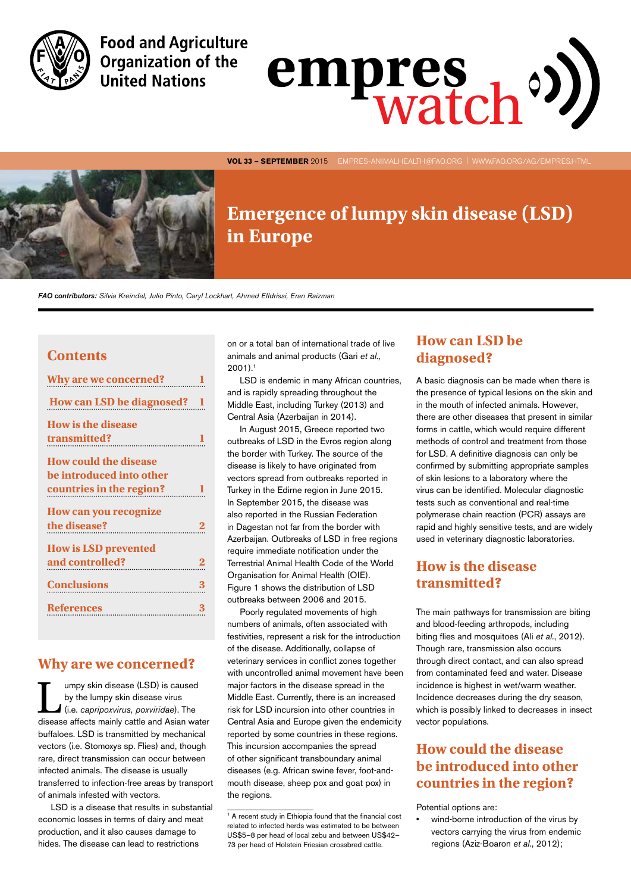Food and Agriculture Organization of the United Nations

# empres watch

VOL 33 – SEPTEMBER 2015 EMPRES-ANIMALHEALTH@FAO.ORG | WWW.FAO.ORG/AG/EMPRES.HTML

# Emergence of lumpy skin disease (LSD) in Europe

***FAO contributors:*** *Silvia Kreindel, Julio Pinto, Caryl Lockhart, Ahmed ElIdrissi, Eran Raizman*

## Contents

| | |
|---|---|
| Why are we concerned? | 1 |
| How can LSD be diagnosed? | 1 |
| How is the disease transmitted? | 1 |
| How could the disease be introduced into other countries in the region? | 1 |
| How can you recognize the disease? | 2 |
| How is LSD prevented and controlled? | 2 |
| Conclusions | 3 |
| References | 3 |

## Why are we concerned?

Lumpy skin disease (LSD) is caused by the lumpy skin disease virus (i.e. *capripoxvirus, poxviridae*). The disease affects mainly cattle and Asian water buffaloes. LSD is transmitted by mechanical vectors (i.e. Stomoxys sp. Flies) and, though rare, direct transmission can occur between infected animals. The disease is usually transferred to infection-free areas by transport of animals infested with vectors.

LSD is a disease that results in substantial economic losses in terms of dairy and meat production, and it also causes damage to hides. The disease can lead to restrictions on or a total ban of international trade of live animals and animal products (Gari *et al.*, 2001).[1]

LSD is endemic in many African countries, and is rapidly spreading throughout the Middle East, including Turkey (2013) and Central Asia (Azerbaijan in 2014).

In August 2015, Greece reported two outbreaks of LSD in the Evros region along the border with Turkey. The source of the disease is likely to have originated from vectors spread from outbreaks reported in Turkey in the Edirne region in June 2015. In September 2015, the disease was also reported in the Russian Federation in Dagestan not far from the border with Azerbaijan. Outbreaks of LSD in free regions require immediate notification under the Terrestrial Animal Health Code of the World Organisation for Animal Health (OIE). Figure 1 shows the distribution of LSD outbreaks between 2006 and 2015.

Poorly regulated movements of high numbers of animals, often associated with festivities, represent a risk for the introduction of the disease. Additionally, collapse of veterinary services in conflict zones together with uncontrolled animal movement have been major factors in the disease spread in the Middle East. Currently, there is an increased risk for LSD incursion into other countries in Central Asia and Europe given the endemicity reported by some countries in these regions. This incursion accompanies the spread of other significant transboundary animal diseases (e.g. African swine fever, foot-and-mouth disease, sheep pox and goat pox) in the regions.

[1] A recent study in Ethiopia found that the financial cost related to infected herds was estimated to be between US$5–8 per head of local zebu and between US$42–73 per head of Holstein Friesian crossbred cattle.

## How can LSD be diagnosed?

A basic diagnosis can be made when there is the presence of typical lesions on the skin and in the mouth of infected animals. However, there are other diseases that present in similar forms in cattle, which would require different methods of control and treatment from those for LSD. A definitive diagnosis can only be confirmed by submitting appropriate samples of skin lesions to a laboratory where the virus can be identified. Molecular diagnostic tests such as conventional and real-time polymerase chain reaction (PCR) assays are rapid and highly sensitive tests, and are widely used in veterinary diagnostic laboratories.

## How is the disease transmitted?

The main pathways for transmission are biting and blood-feeding arthropods, including biting flies and mosquitoes (Ali *et al.*, 2012). Though rare, transmission also occurs through direct contact, and can also spread from contaminated feed and water. Disease incidence is highest in wet/warm weather. Incidence decreases during the dry season, which is possibly linked to decreases in insect vector populations.

## How could the disease be introduced into other countries in the region?

Potential options are:

- wind-borne introduction of the virus by vectors carrying the virus from endemic regions (Aziz-Boaron *et al.*, 2012);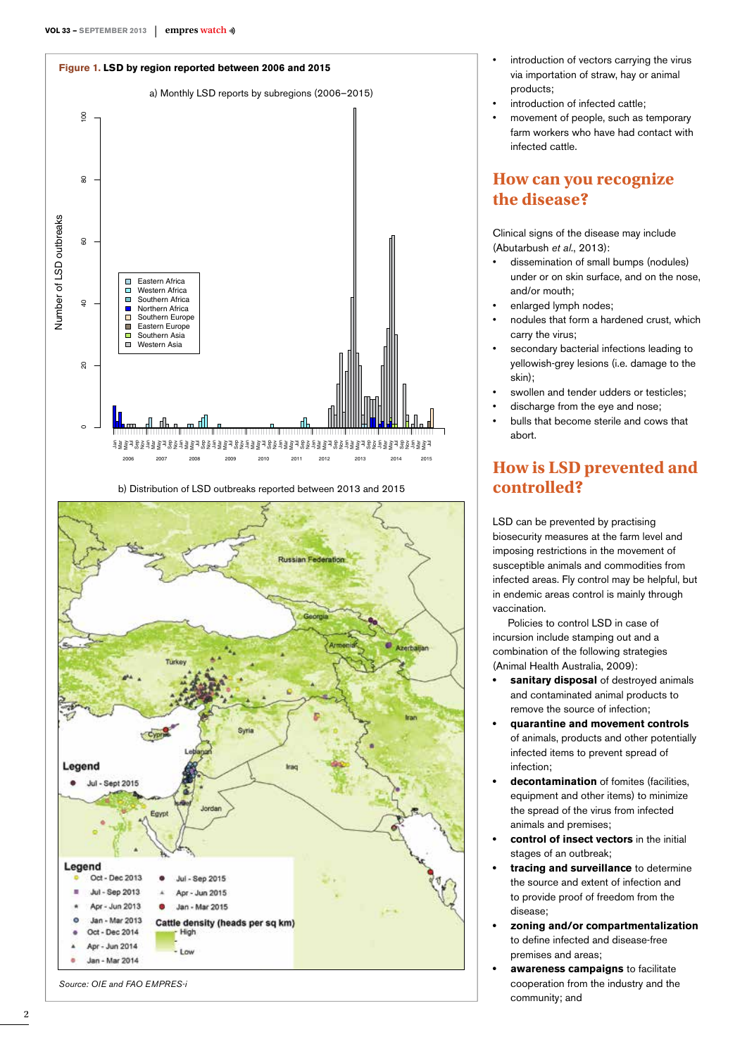**Figure 1. LSD by region reported between 2006 and 2015**

a) Monthly LSD reports by subregions (2006–2015)

b) Distribution of LSD outbreaks reported between 2013 and 2015

*Source: OIE and FAO EMPRES-i*

- introduction of vectors carrying the virus via importation of straw, hay or animal products;
- introduction of infected cattle;
- movement of people, such as temporary farm workers who have had contact with infected cattle.

## How can you recognize the disease?

Clinical signs of the disease may include (Abutarbush *et al.*, 2013):

- dissemination of small bumps (nodules) under or on skin surface, and on the nose, and/or mouth;
- enlarged lymph nodes;
- nodules that form a hardened crust, which carry the virus;
- secondary bacterial infections leading to yellowish-grey lesions (i.e. damage to the skin);
- swollen and tender udders or testicles;
- discharge from the eye and nose;
- bulls that become sterile and cows that abort.

## How is LSD prevented and controlled?

LSD can be prevented by practising biosecurity measures at the farm level and imposing restrictions in the movement of susceptible animals and commodities from infected areas. Fly control may be helpful, but in endemic areas control is mainly through vaccination.

Policies to control LSD in case of incursion include stamping out and a combination of the following strategies (Animal Health Australia, 2009):

- **sanitary disposal** of destroyed animals and contaminated animal products to remove the source of infection;
- **quarantine and movement controls** of animals, products and other potentially infected items to prevent spread of infection;
- **decontamination** of fomites (facilities, equipment and other items) to minimize the spread of the virus from infected animals and premises;
- **control of insect vectors** in the initial stages of an outbreak;
- **tracing and surveillance** to determine the source and extent of infection and to provide proof of freedom from the disease;
- **zoning and/or compartmentalization** to define infected and disease-free premises and areas;
- **awareness campaigns** to facilitate cooperation from the industry and the community; and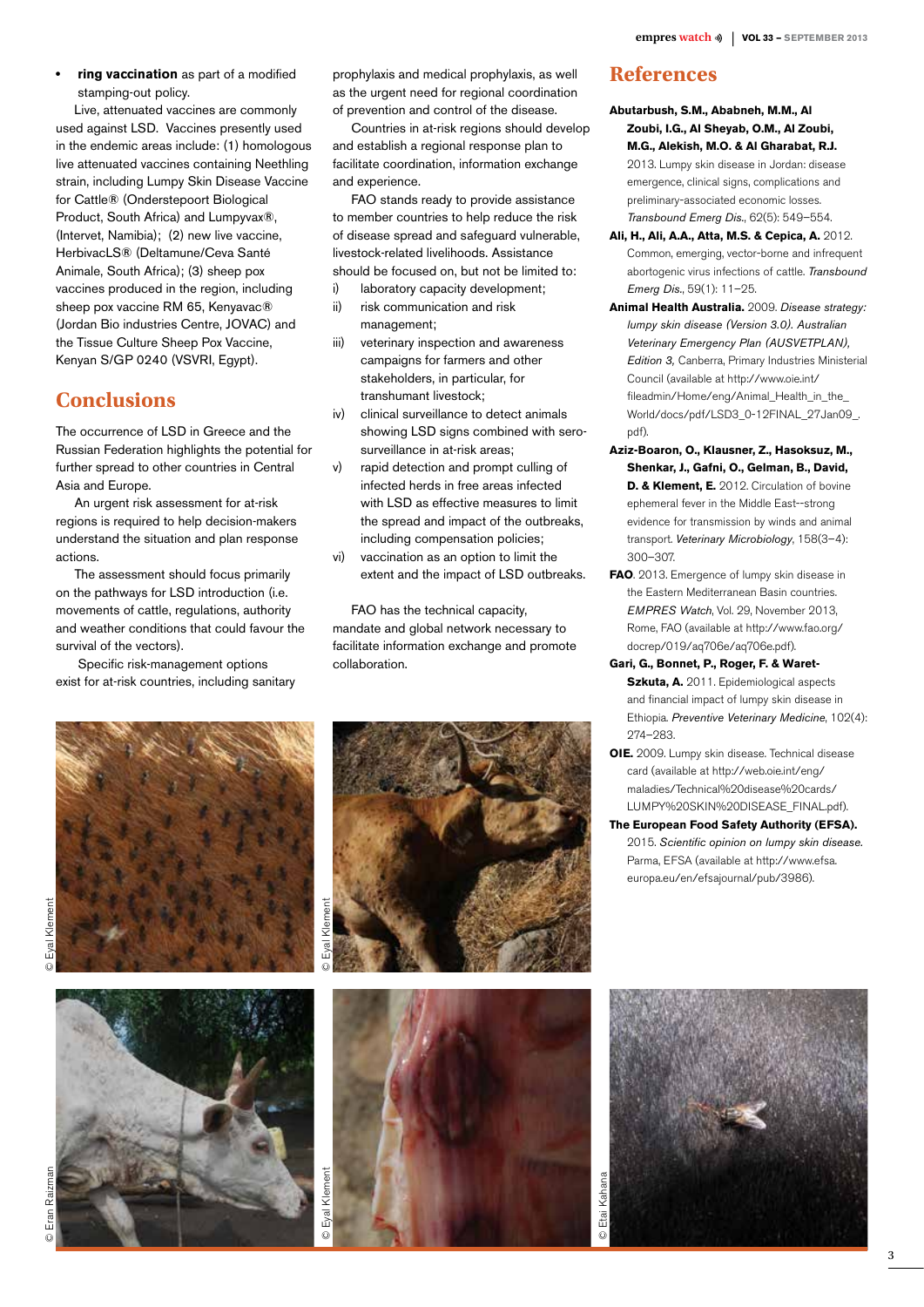- **ring vaccination** as part of a modified stamping-out policy.

Live, attenuated vaccines are commonly used against LSD. Vaccines presently used in the endemic areas include: (1) homologous live attenuated vaccines containing Neethling strain, including Lumpy Skin Disease Vaccine for Cattle® (Onderstepoort Biological Product, South Africa) and Lumpyvax®, (Intervet, Namibia); (2) new live vaccine, HerbivacLS® (Deltamune/Ceva Santé Animale, South Africa); (3) sheep pox vaccines produced in the region, including sheep pox vaccine RM 65, Kenyavac® (Jordan Bio industries Centre, JOVAC) and the Tissue Culture Sheep Pox Vaccine, Kenyan S/GP 0240 (VSVRI, Egypt).

## Conclusions

The occurrence of LSD in Greece and the Russian Federation highlights the potential for further spread to other countries in Central Asia and Europe.

An urgent risk assessment for at-risk regions is required to help decision-makers understand the situation and plan response actions.

The assessment should focus primarily on the pathways for LSD introduction (i.e. movements of cattle, regulations, authority and weather conditions that could favour the survival of the vectors).

Specific risk-management options exist for at-risk countries, including sanitary prophylaxis and medical prophylaxis, as well as the urgent need for regional coordination of prevention and control of the disease.

Countries in at-risk regions should develop and establish a regional response plan to facilitate coordination, information exchange and experience.

FAO stands ready to provide assistance to member countries to help reduce the risk of disease spread and safeguard vulnerable, livestock-related livelihoods. Assistance should be focused on, but not be limited to:

i) laboratory capacity development;
ii) risk communication and risk management;
iii) veterinary inspection and awareness campaigns for farmers and other stakeholders, in particular, for transhumant livestock;
iv) clinical surveillance to detect animals showing LSD signs combined with sero-surveillance in at-risk areas;
v) rapid detection and prompt culling of infected herds in free areas infected with LSD as effective measures to limit the spread and impact of the outbreaks, including compensation policies;
vi) vaccination as an option to limit the extent and the impact of LSD outbreaks.

FAO has the technical capacity, mandate and global network necessary to facilitate information exchange and promote collaboration.

## References

**Abutarbush, S.M., Ababneh, M.M., Al Zoubi, I.G., Al Sheyab, O.M., Al Zoubi, M.G., Alekish, M.O. & Al Gharabat, R.J.** 2013. Lumpy skin disease in Jordan: disease emergence, clinical signs, complications and preliminary-associated economic losses. *Transbound Emerg Dis*., 62(5): 549–554.

**Ali, H., Ali, A.A., Atta, M.S. & Cepica, A.** 2012. Common, emerging, vector-borne and infrequent abortogenic virus infections of cattle. *Transbound Emerg Dis*., 59(1): 11–25.

**Animal Health Australia.** 2009. *Disease strategy: lumpy skin disease (Version 3.0). Australian Veterinary Emergency Plan (AUSVETPLAN), Edition 3,* Canberra, Primary Industries Ministerial Council (available at http://www.oie.int/fileadmin/Home/eng/Animal_Health_in_the_World/docs/pdf/LSD3_0-12FINAL_27Jan09_.pdf).

**Aziz-Boaron, O., Klausner, Z., Hasoksuz, M., Shenkar, J., Gafni, O., Gelman, B., David, D. & Klement, E.** 2012. Circulation of bovine ephemeral fever in the Middle East--strong evidence for transmission by winds and animal transport. *Veterinary Microbiology*, 158(3–4): 300–307.

**FAO**. 2013. Emergence of lumpy skin disease in the Eastern Mediterranean Basin countries. *EMPRES Watch*, Vol. 29, November 2013, Rome, FAO (available at http://www.fao.org/docrep/019/aq706e/aq706e.pdf).

**Gari, G., Bonnet, P., Roger, F. & Waret-Szkuta, A.** 2011. Epidemiological aspects and financial impact of lumpy skin disease in Ethiopia. *Preventive Veterinary Medicine*, 102(4): 274–283.

**OIE.** 2009. Lumpy skin disease. Technical disease card (available at http://web.oie.int/eng/maladies/Technical%20disease%20cards/LUMPY%20SKIN%20DISEASE_FINAL.pdf).

**The European Food Safety Authority (EFSA).** 2015. *Scientific opinion on lumpy skin disease.* Parma, EFSA (available at http://www.efsa.europa.eu/en/efsajournal/pub/3986).

© Eyal Klement

© Eyal Klement

© Eran Raizman

© Eyal Klement

© Etai Kahana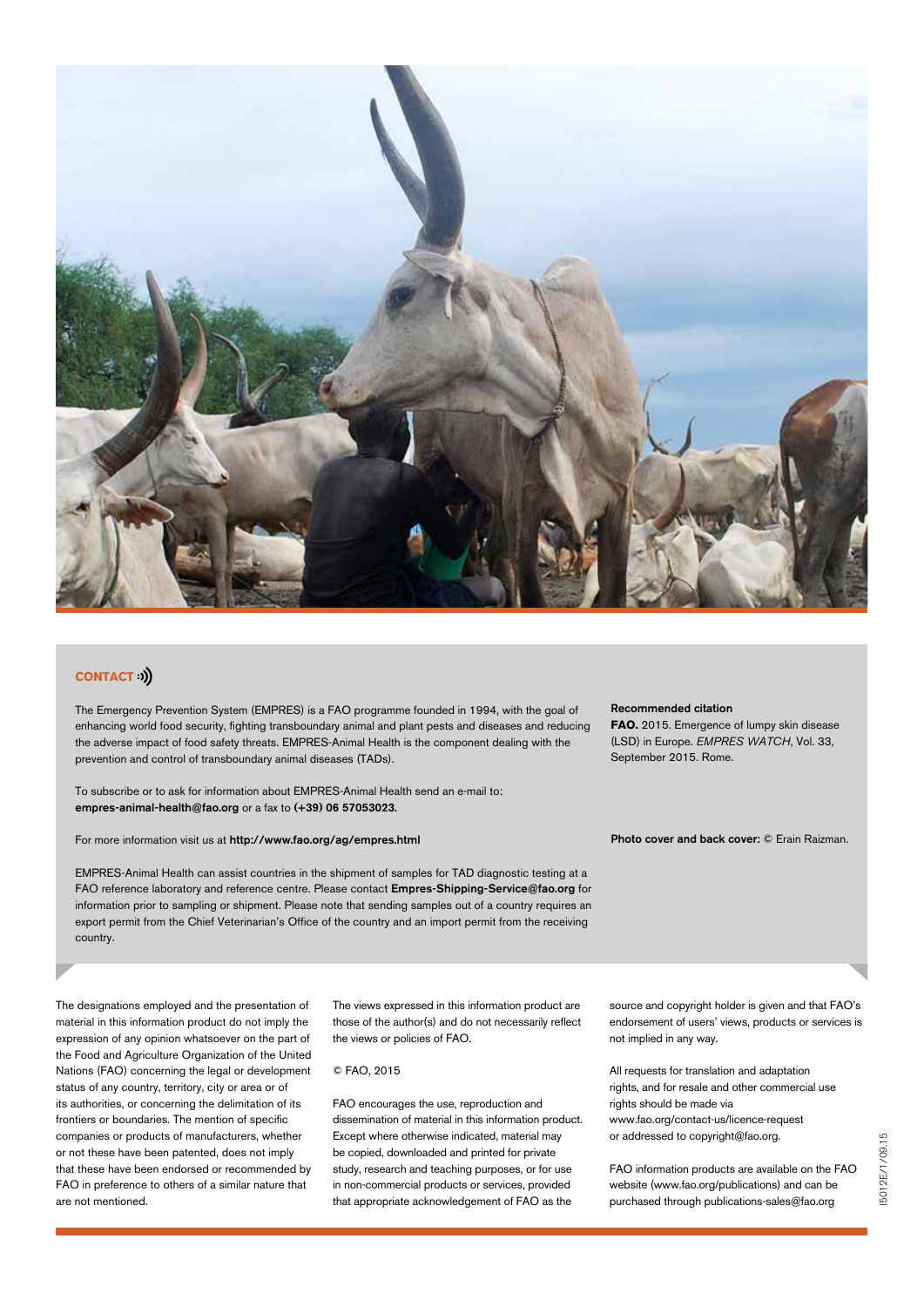## CONTACT

The Emergency Prevention System (EMPRES) is a FAO programme founded in 1994, with the goal of enhancing world food security, fighting transboundary animal and plant pests and diseases and reducing the adverse impact of food safety threats. EMPRES-Animal Health is the component dealing with the prevention and control of transboundary animal diseases (TADs).

To subscribe or to ask for information about EMPRES-Animal Health send an e-mail to: **empres-animal-health@fao.org** or a fax to **(+39) 06 57053023.**

For more information visit us at **http://www.fao.org/ag/empres.html**

EMPRES-Animal Health can assist countries in the shipment of samples for TAD diagnostic testing at a FAO reference laboratory and reference centre. Please contact **Empres-Shipping-Service@fao.org** for information prior to sampling or shipment. Please note that sending samples out of a country requires an export permit from the Chief Veterinarian's Office of the country and an import permit from the receiving country.

**Recommended citation**

**FAO.** 2015. Emergence of lumpy skin disease (LSD) in Europe. *EMPRES WATCH*, Vol. 33, September 2015. Rome.

**Photo cover and back cover:** © Erain Raizman.

The designations employed and the presentation of material in this information product do not imply the expression of any opinion whatsoever on the part of the Food and Agriculture Organization of the United Nations (FAO) concerning the legal or development status of any country, territory, city or area or of its authorities, or concerning the delimitation of its frontiers or boundaries. The mention of specific companies or products of manufacturers, whether or not these have been patented, does not imply that these have been endorsed or recommended by FAO in preference to others of a similar nature that are not mentioned.

The views expressed in this information product are those of the author(s) and do not necessarily reflect the views or policies of FAO.

© FAO, 2015

FAO encourages the use, reproduction and dissemination of material in this information product. Except where otherwise indicated, material may be copied, downloaded and printed for private study, research and teaching purposes, or for use in non-commercial products or services, provided that appropriate acknowledgement of FAO as the source and copyright holder is given and that FAO's endorsement of users' views, products or services is not implied in any way.

All requests for translation and adaptation rights, and for resale and other commercial use rights should be made via www.fao.org/contact-us/licence-request or addressed to copyright@fao.org.

FAO information products are available on the FAO website (www.fao.org/publications) and can be purchased through publications-sales@fao.org

I5012E/1/09.15